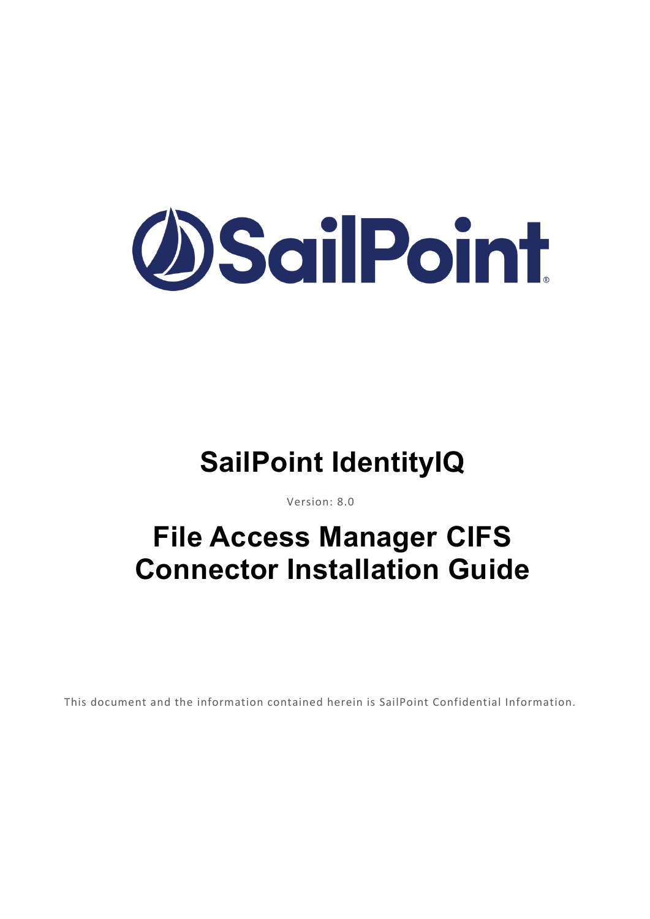# SailPoint IdentityIQ

Version: 8.0

# File Access Manager CIFS Connector Installation Guide

This document and the information contained herein is SailPoint Confidential Information.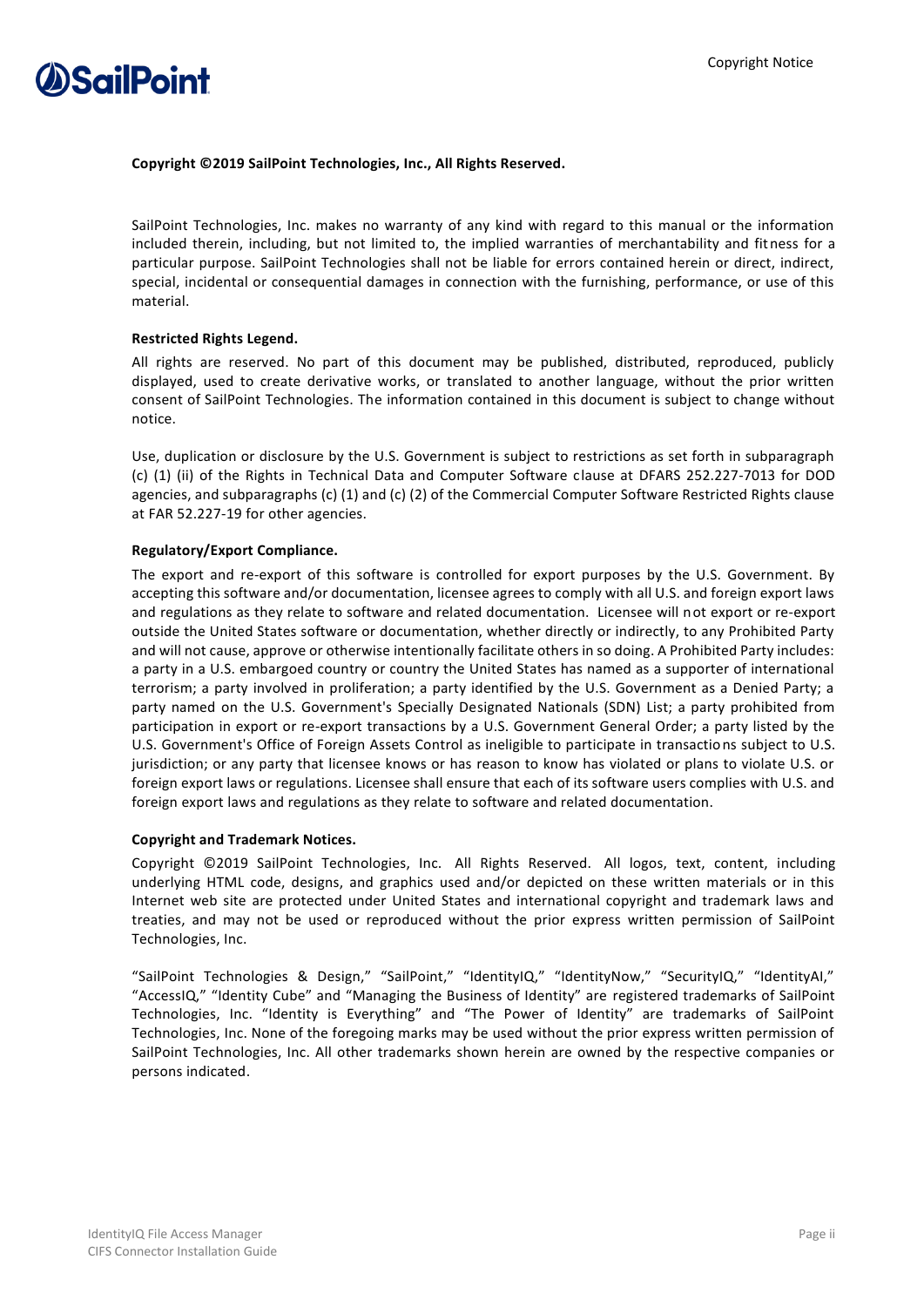**Copyright ©2019 SailPoint Technologies, Inc., All Rights Reserved.**

SailPoint Technologies, Inc. makes no warranty of any kind with regard to this manual or the information included therein, including, but not limited to, the implied warranties of merchantability and fitness for a particular purpose. SailPoint Technologies shall not be liable for errors contained herein or direct, indirect, special, incidental or consequential damages in connection with the furnishing, performance, or use of this material.

**Restricted Rights Legend.**

All rights are reserved. No part of this document may be published, distributed, reproduced, publicly displayed, used to create derivative works, or translated to another language, without the prior written consent of SailPoint Technologies. The information contained in this document is subject to change without notice.

Use, duplication or disclosure by the U.S. Government is subject to restrictions as set forth in subparagraph (c) (1) (ii) of the Rights in Technical Data and Computer Software clause at DFARS 252.227-7013 for DOD agencies, and subparagraphs (c) (1) and (c) (2) of the Commercial Computer Software Restricted Rights clause at FAR 52.227-19 for other agencies.

**Regulatory/Export Compliance.**

The export and re-export of this software is controlled for export purposes by the U.S. Government. By accepting this software and/or documentation, licensee agrees to comply with all U.S. and foreign export laws and regulations as they relate to software and related documentation. Licensee will not export or re-export outside the United States software or documentation, whether directly or indirectly, to any Prohibited Party and will not cause, approve or otherwise intentionally facilitate others in so doing. A Prohibited Party includes: a party in a U.S. embargoed country or country the United States has named as a supporter of international terrorism; a party involved in proliferation; a party identified by the U.S. Government as a Denied Party; a party named on the U.S. Government's Specially Designated Nationals (SDN) List; a party prohibited from participation in export or re-export transactions by a U.S. Government General Order; a party listed by the U.S. Government's Office of Foreign Assets Control as ineligible to participate in transactions subject to U.S. jurisdiction; or any party that licensee knows or has reason to know has violated or plans to violate U.S. or foreign export laws or regulations. Licensee shall ensure that each of its software users complies with U.S. and foreign export laws and regulations as they relate to software and related documentation.

**Copyright and Trademark Notices.**

Copyright ©2019 SailPoint Technologies, Inc. All Rights Reserved. All logos, text, content, including underlying HTML code, designs, and graphics used and/or depicted on these written materials or in this Internet web site are protected under United States and international copyright and trademark laws and treaties, and may not be used or reproduced without the prior express written permission of SailPoint Technologies, Inc.

"SailPoint Technologies & Design," "SailPoint," "IdentityIQ," "IdentityNow," "SecurityIQ," "IdentityAI," "AccessIQ," "Identity Cube" and "Managing the Business of Identity" are registered trademarks of SailPoint Technologies, Inc. "Identity is Everything" and "The Power of Identity" are trademarks of SailPoint Technologies, Inc. None of the foregoing marks may be used without the prior express written permission of SailPoint Technologies, Inc. All other trademarks shown herein are owned by the respective companies or persons indicated.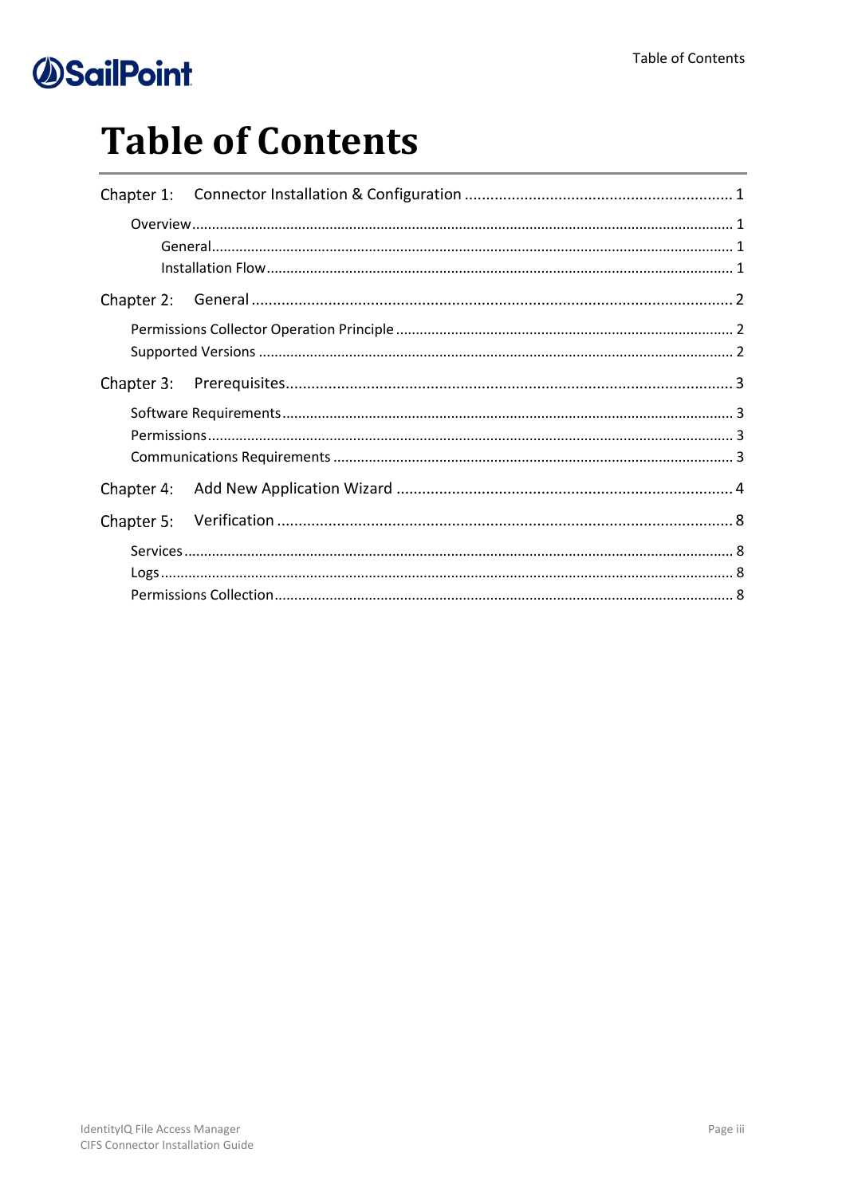# Table of Contents

Chapter 1: Connector Installation & Configuration ............................................................. 1

- Overview ...................................................................................................................... 1
  - General ................................................................................................................... 1
  - Installation Flow ..................................................................................................... 1

Chapter 2: General ............................................................................................................ 2

- Permissions Collector Operation Principle ................................................................... 2
- Supported Versions ..................................................................................................... 2

Chapter 3: Prerequisites..................................................................................................... 3

- Software Requirements ................................................................................................ 3
- Permissions .................................................................................................................. 3
- Communications Requirements ................................................................................... 3

Chapter 4: Add New Application Wizard ............................................................................ 4

Chapter 5: Verification ....................................................................................................... 8

- Services ........................................................................................................................ 8
- Logs .............................................................................................................................. 8
- Permissions Collection .................................................................................................. 8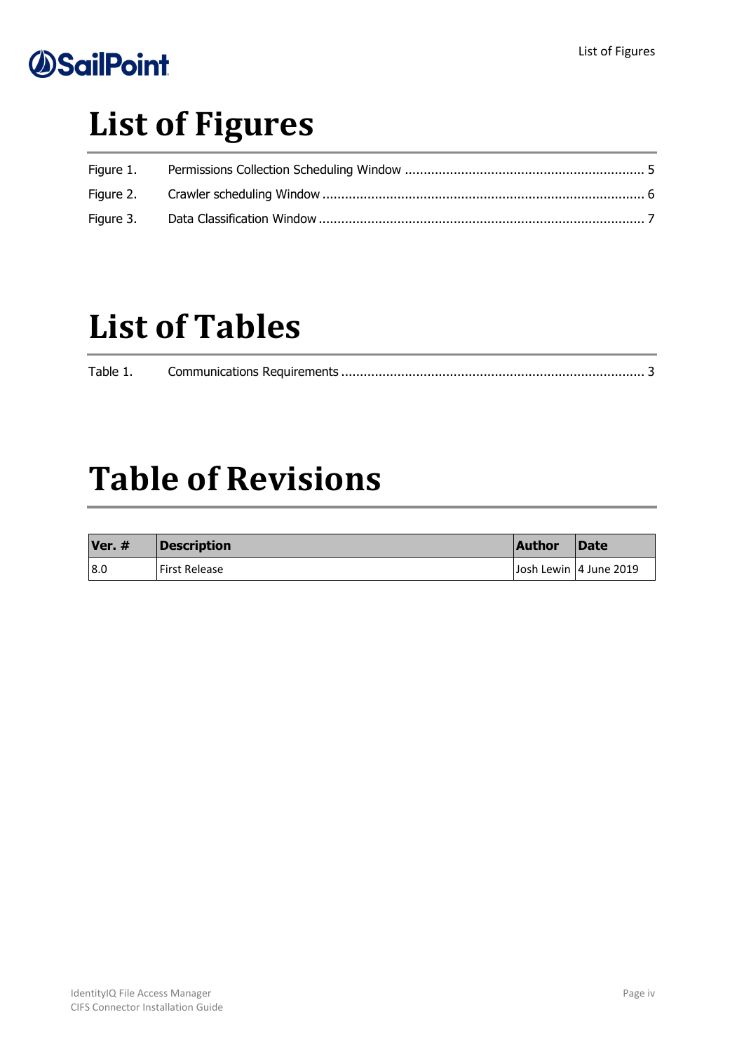# List of Figures

Figure 1. Permissions Collection Scheduling Window ........................................................... 5
Figure 2. Crawler scheduling Window .................................................................................. 6
Figure 3. Data Classification Window .................................................................................. 7

# List of Tables

Table 1. Communications Requirements ............................................................................ 3

# Table of Revisions

| Ver. # | Description | Author | Date |
|---|---|---|---|
| 8.0 | First Release | Josh Lewin | 4 June 2019 |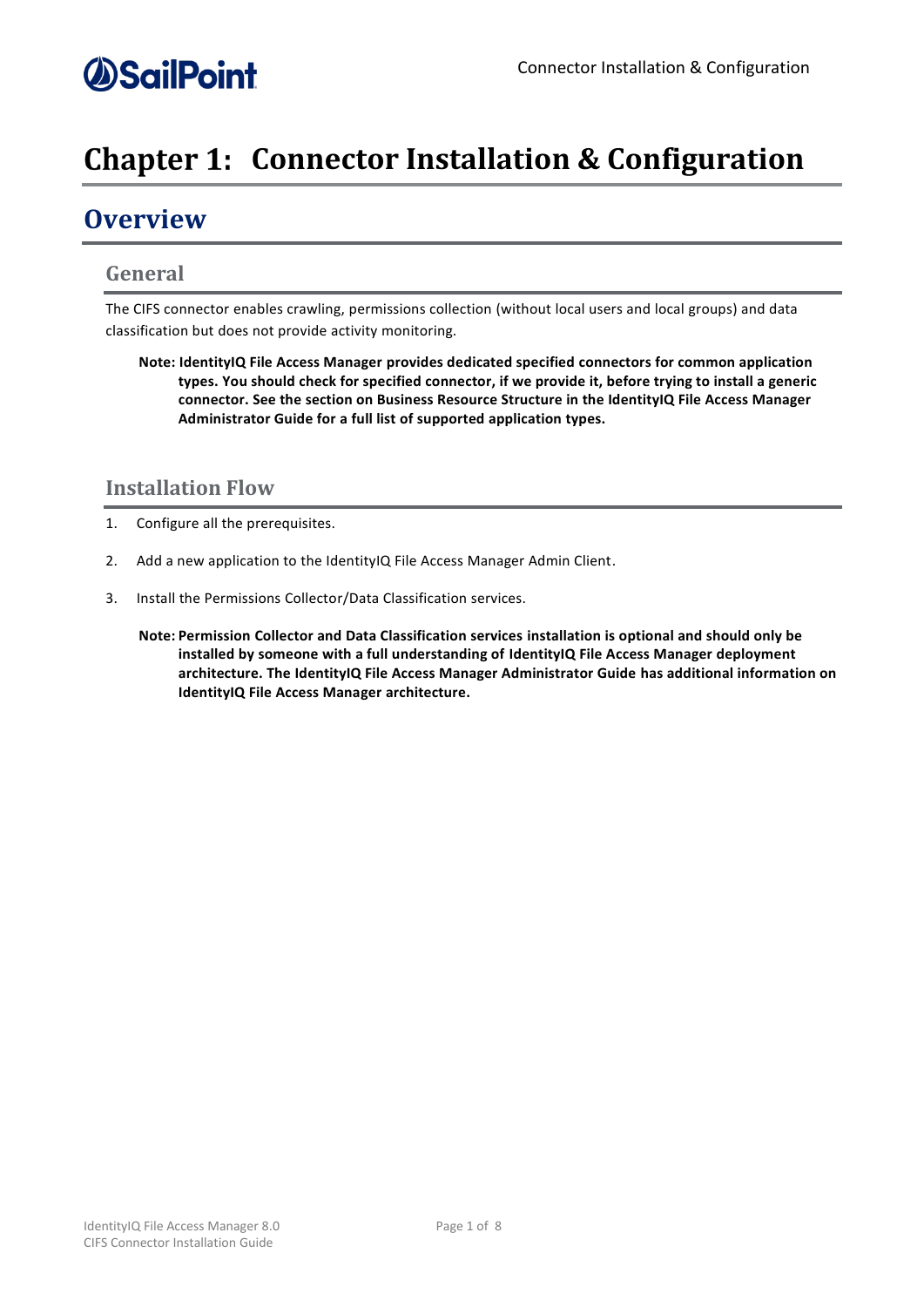# Chapter 1: Connector Installation & Configuration

## Overview

### General

The CIFS connector enables crawling, permissions collection (without local users and local groups) and data classification but does not provide activity monitoring.

> **Note: IdentityIQ File Access Manager provides dedicated specified connectors for common application types. You should check for specified connector, if we provide it, before trying to install a generic connector. See the section on Business Resource Structure in the IdentityIQ File Access Manager Administrator Guide for a full list of supported application types.**

### Installation Flow

1. Configure all the prerequisites.
2. Add a new application to the IdentityIQ File Access Manager Admin Client.
3. Install the Permissions Collector/Data Classification services.

> **Note: Permission Collector and Data Classification services installation is optional and should only be installed by someone with a full understanding of IdentityIQ File Access Manager deployment architecture. The IdentityIQ File Access Manager Administrator Guide has additional information on IdentityIQ File Access Manager architecture.**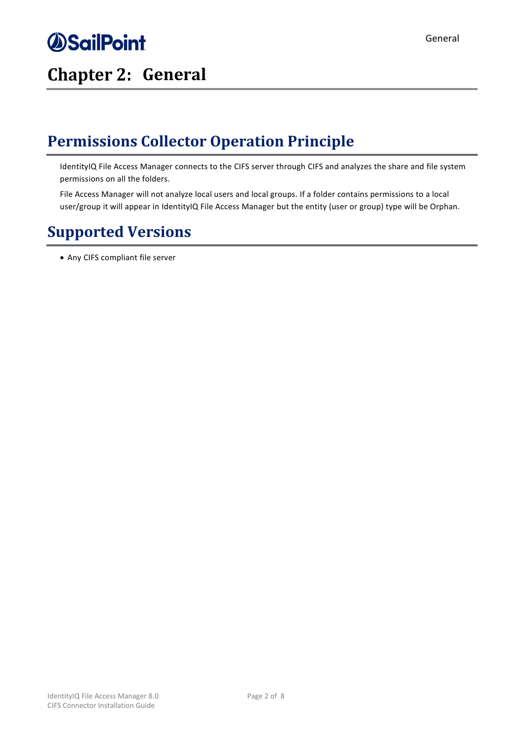# Chapter 2: General

## Permissions Collector Operation Principle

IdentityIQ File Access Manager connects to the CIFS server through CIFS and analyzes the share and file system permissions on all the folders.

File Access Manager will not analyze local users and local groups. If a folder contains permissions to a local user/group it will appear in IdentityIQ File Access Manager but the entity (user or group) type will be Orphan.

## Supported Versions

- Any CIFS compliant file server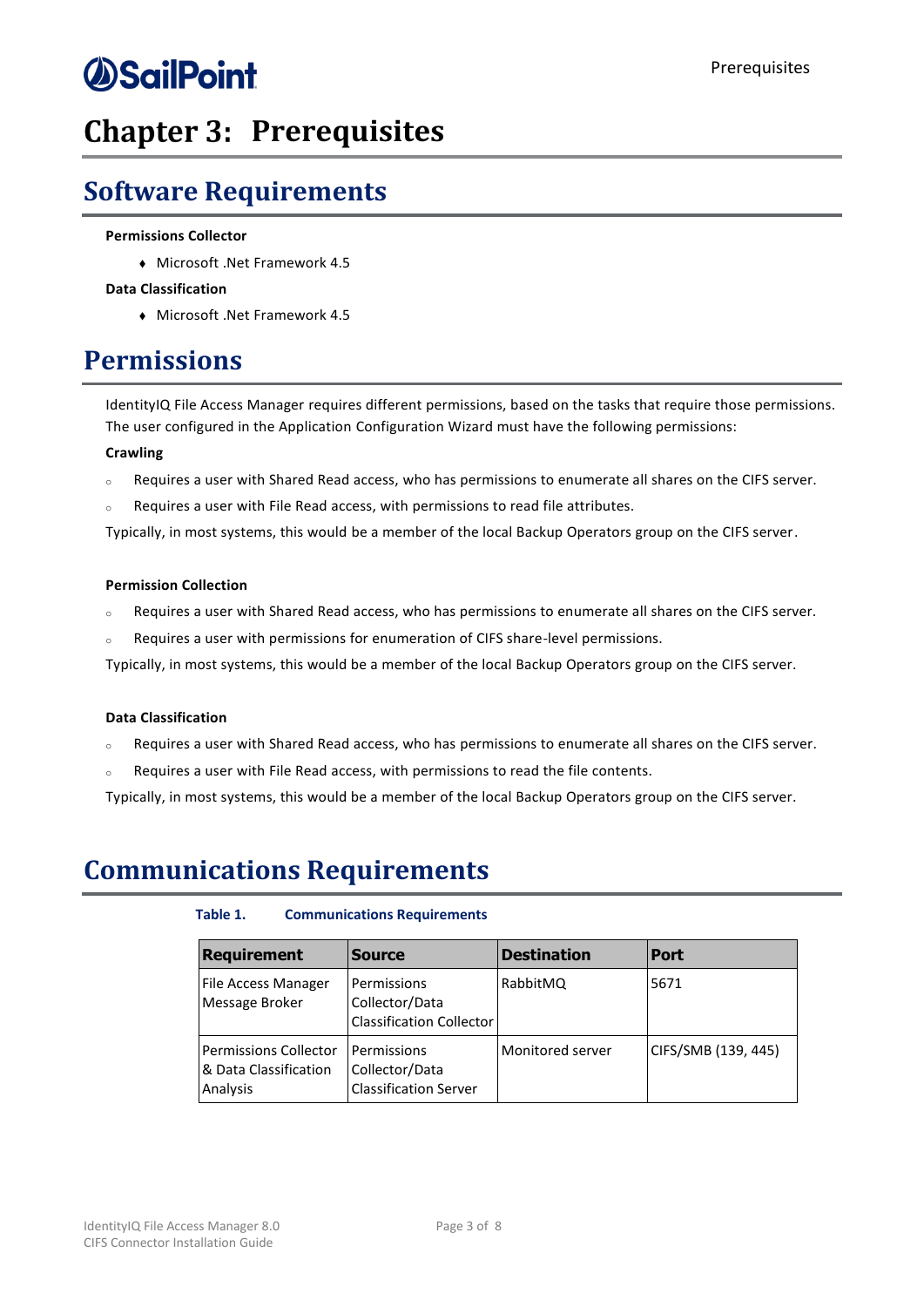# Chapter 3: Prerequisites

## Software Requirements

**Permissions Collector**

- Microsoft .Net Framework 4.5

**Data Classification**

- Microsoft .Net Framework 4.5

## Permissions

IdentityIQ File Access Manager requires different permissions, based on the tasks that require those permissions. The user configured in the Application Configuration Wizard must have the following permissions:

**Crawling**

- Requires a user with Shared Read access, who has permissions to enumerate all shares on the CIFS server.
- Requires a user with File Read access, with permissions to read file attributes.

Typically, in most systems, this would be a member of the local Backup Operators group on the CIFS server.

**Permission Collection**

- Requires a user with Shared Read access, who has permissions to enumerate all shares on the CIFS server.
- Requires a user with permissions for enumeration of CIFS share-level permissions.

Typically, in most systems, this would be a member of the local Backup Operators group on the CIFS server.

**Data Classification**

- Requires a user with Shared Read access, who has permissions to enumerate all shares on the CIFS server.
- Requires a user with File Read access, with permissions to read the file contents.

Typically, in most systems, this would be a member of the local Backup Operators group on the CIFS server.

## Communications Requirements

**Table 1. Communications Requirements**

| Requirement | Source | Destination | Port |
|---|---|---|---|
| File Access Manager Message Broker | Permissions Collector/Data Classification Collector | RabbitMQ | 5671 |
| Permissions Collector & Data Classification Analysis | Permissions Collector/Data Classification Server | Monitored server | CIFS/SMB (139, 445) |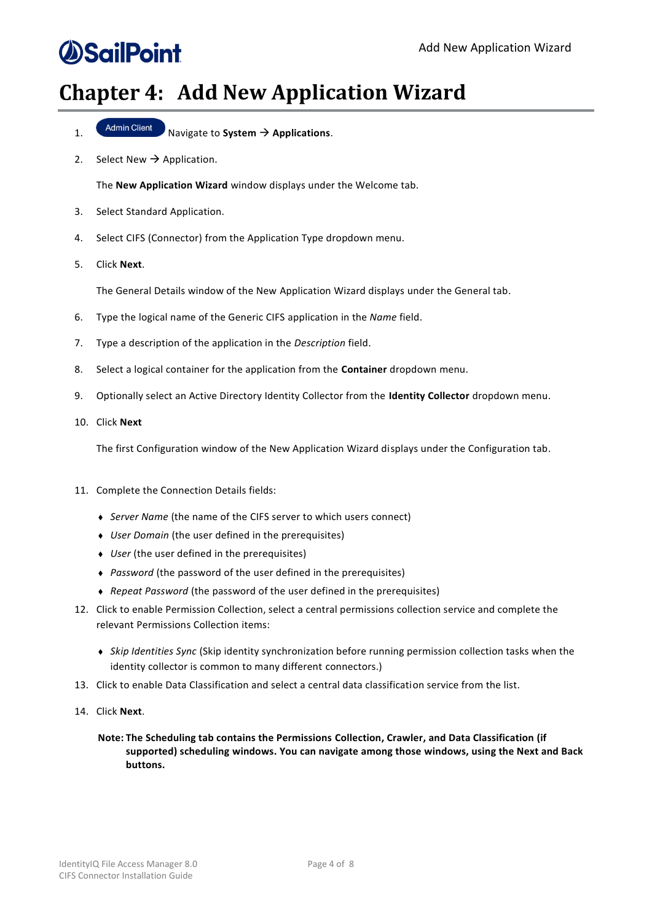# Chapter 4: Add New Application Wizard

1. Admin Client Navigate to **System** → **Applications**.
2. Select New → Application.

   The **New Application Wizard** window displays under the Welcome tab.

3. Select Standard Application.
4. Select CIFS (Connector) from the Application Type dropdown menu.
5. Click **Next**.

   The General Details window of the New Application Wizard displays under the General tab.

6. Type the logical name of the Generic CIFS application in the *Name* field.
7. Type a description of the application in the *Description* field.
8. Select a logical container for the application from the **Container** dropdown menu.
9. Optionally select an Active Directory Identity Collector from the **Identity Collector** dropdown menu.
10. Click **Next**

    The first Configuration window of the New Application Wizard displays under the Configuration tab.

11. Complete the Connection Details fields:
    - *Server Name* (the name of the CIFS server to which users connect)
    - *User Domain* (the user defined in the prerequisites)
    - *User* (the user defined in the prerequisites)
    - *Password* (the password of the user defined in the prerequisites)
    - *Repeat Password* (the password of the user defined in the prerequisites)
12. Click to enable Permission Collection, select a central permissions collection service and complete the relevant Permissions Collection items:
    - *Skip Identities Sync* (Skip identity synchronization before running permission collection tasks when the identity collector is common to many different connectors.)
13. Click to enable Data Classification and select a central data classification service from the list.
14. Click **Next**.

**Note: The Scheduling tab contains the Permissions Collection, Crawler, and Data Classification (if supported) scheduling windows. You can navigate among those windows, using the Next and Back buttons.**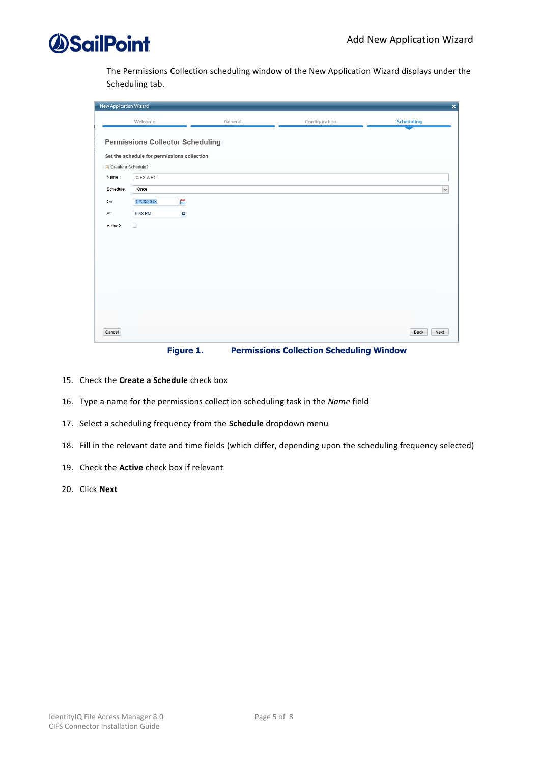The Permissions Collection scheduling window of the New Application Wizard displays under the Scheduling tab.

**Figure 1. Permissions Collection Scheduling Window**

15. Check the **Create a Schedule** check box
16. Type a name for the permissions collection scheduling task in the *Name* field
17. Select a scheduling frequency from the **Schedule** dropdown menu
18. Fill in the relevant date and time fields (which differ, depending upon the scheduling frequency selected)
19. Check the **Active** check box if relevant
20. Click **Next**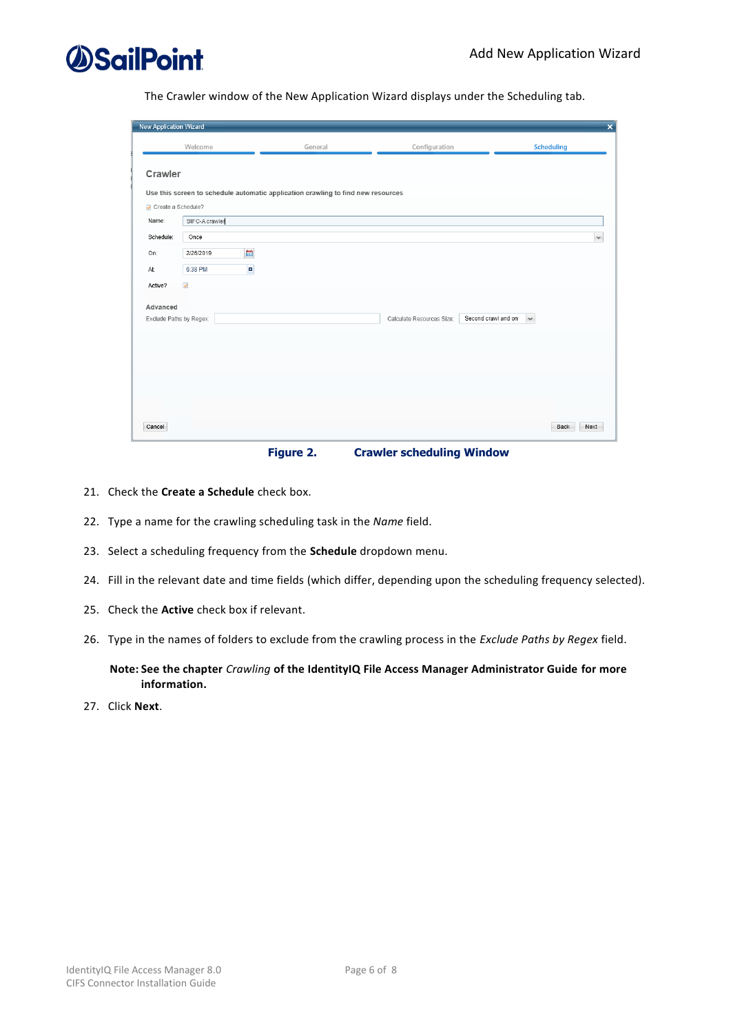The Crawler window of the New Application Wizard displays under the Scheduling tab.

**Figure 2. Crawler scheduling Window**

21. Check the **Create a Schedule** check box.
22. Type a name for the crawling scheduling task in the *Name* field.
23. Select a scheduling frequency from the **Schedule** dropdown menu.
24. Fill in the relevant date and time fields (which differ, depending upon the scheduling frequency selected).
25. Check the **Active** check box if relevant.
26. Type in the names of folders to exclude from the crawling process in the *Exclude Paths by Regex* field.

    **Note: See the chapter** *Crawling* **of the IdentityIQ File Access Manager Administrator Guide for more information.**

27. Click **Next**.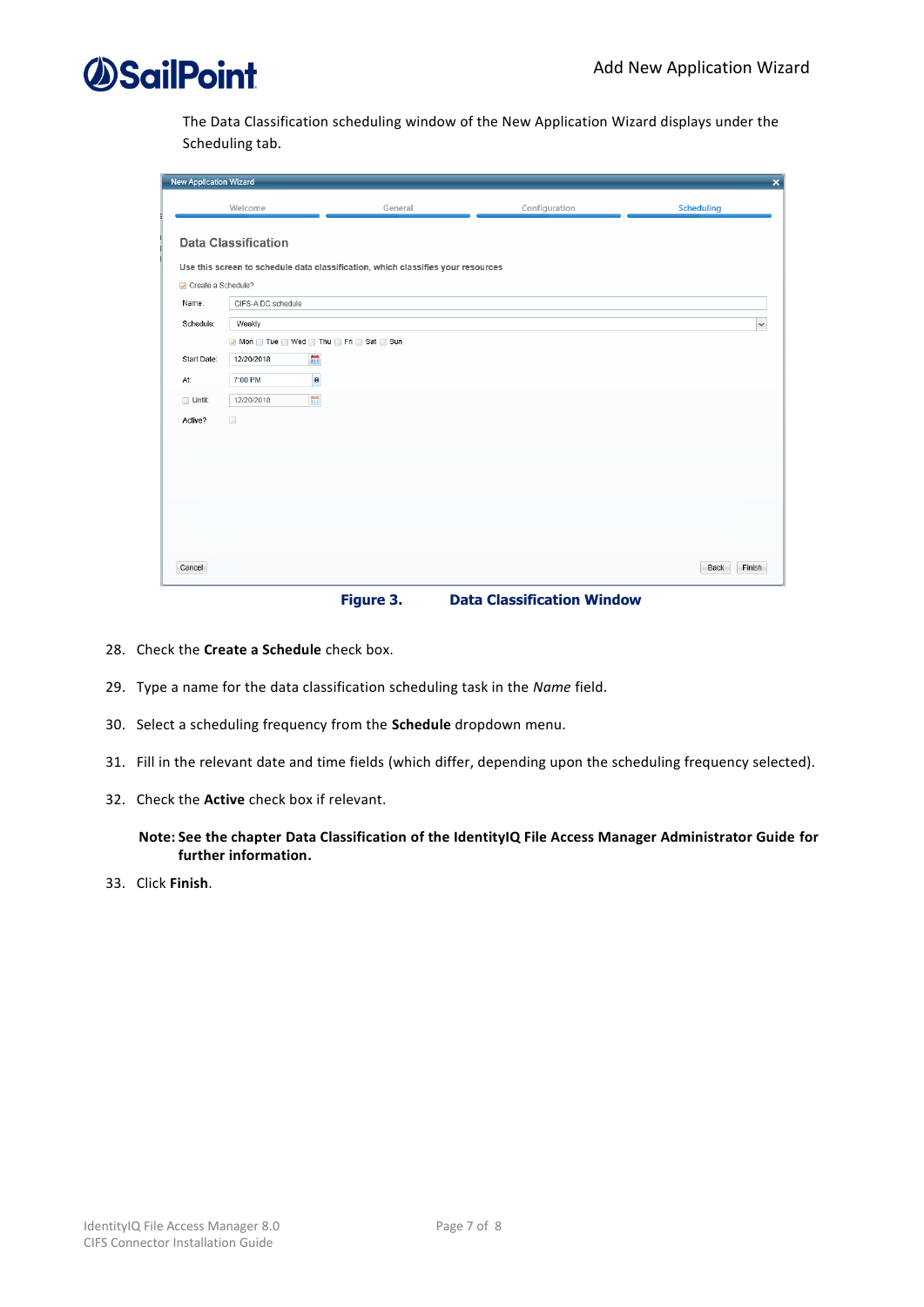The Data Classification scheduling window of the New Application Wizard displays under the Scheduling tab.

**Figure 3. Data Classification Window**

28. Check the **Create a Schedule** check box.
29. Type a name for the data classification scheduling task in the *Name* field.
30. Select a scheduling frequency from the **Schedule** dropdown menu.
31. Fill in the relevant date and time fields (which differ, depending upon the scheduling frequency selected).
32. Check the **Active** check box if relevant.

    **Note: See the chapter Data Classification of the IdentityIQ File Access Manager Administrator Guide for further information.**

33. Click **Finish**.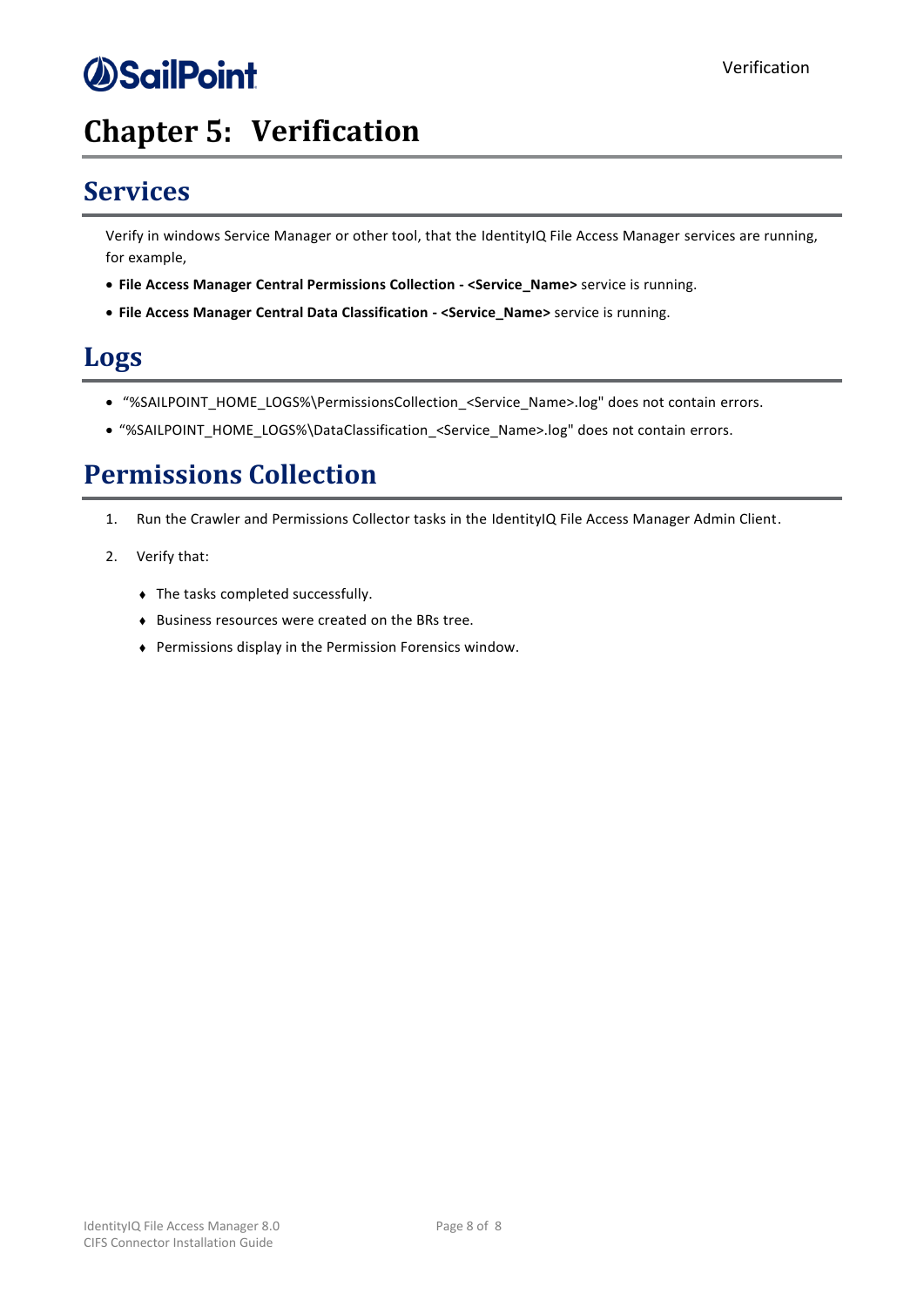# Chapter 5: Verification

## Services

Verify in windows Service Manager or other tool, that the IdentityIQ File Access Manager services are running, for example,

- **File Access Manager Central Permissions Collection - <Service_Name>** service is running.
- **File Access Manager Central Data Classification - <Service_Name>** service is running.

## Logs

- "%SAILPOINT_HOME_LOGS%\PermissionsCollection_<Service_Name>.log" does not contain errors.
- "%SAILPOINT_HOME_LOGS%\DataClassification_<Service_Name>.log" does not contain errors.

## Permissions Collection

1. Run the Crawler and Permissions Collector tasks in the IdentityIQ File Access Manager Admin Client.
2. Verify that:
   - The tasks completed successfully.
   - Business resources were created on the BRs tree.
   - Permissions display in the Permission Forensics window.